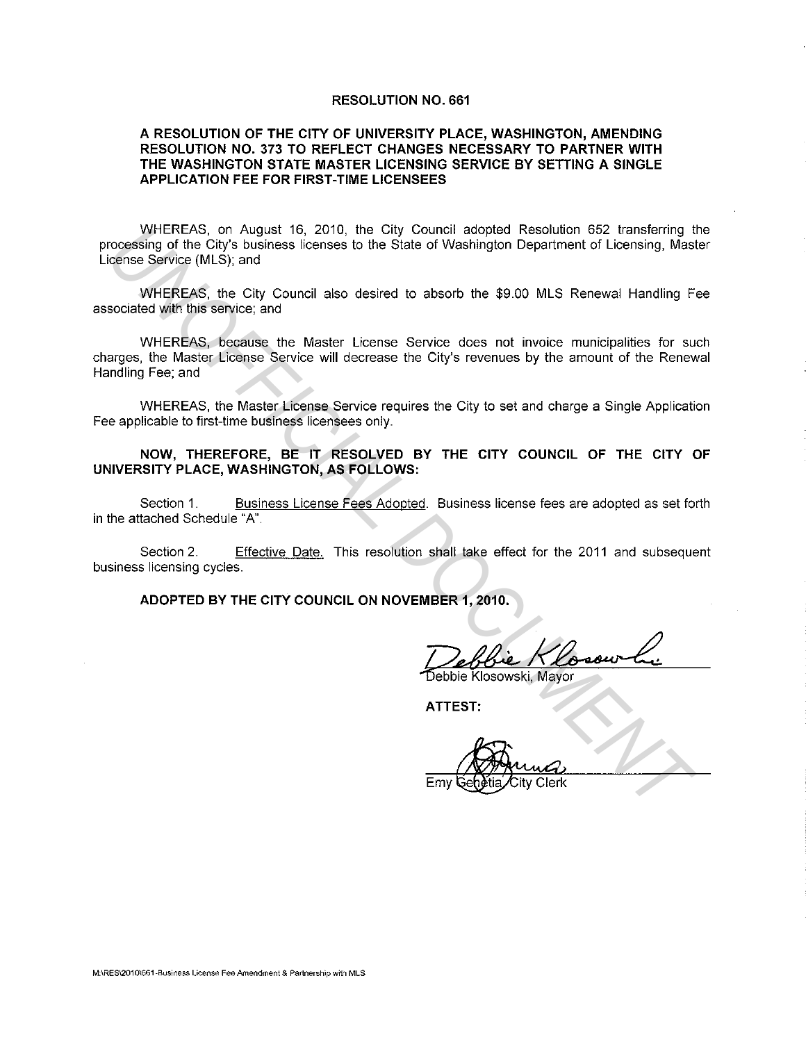# RESOLUTION NO. 661

## A RESOLUTION OF THE CITY OF UNIVERSITY PLACE, WASHINGTON, AMENDING RESOLUTION NO. 373 TO REFLECT CHANGES NECESSARY TO PARTNER WITH THE WASHINGTON STATE MASTER LICENSING SERVICE BY SETTING A SINGLE APPLICATION FEE FOR FIRST-TIME LICENSEES

WHEREAS, on August 16, 2010, the City Council adopted Resolution 652 transferring the processing of the City's business licenses to the State of Washington Department of Licensing, Master License Service (MLS); and

WHEREAS, the City Council also desired to absorb the $9.00 MLS Renewal Handling Fee associated with this service; and

WHEREAS, because the Master License Service does not invoice municipalities for such charges, the Master License Service will decrease the City's revenues by the amount of the Renewal Handling Fee; and

WHEREAS, the Master License Service requires the City to set and charge a Single Application Fee applicable to first-time business licensees only.

**NOW, THEREFORE, BE IT RESOLVED BY THE CITY COUNCIL OF THE CITY OF UNIVERSITY PLACE, WASHINGTON, AS FOLLOWS:**

Section 1. Business License Fees Adopted. Business license fees are adopted as set forth in the attached Schedule "A".

Section 2. Effective Date. This resolution shall take effect for the 2011 and subsequent business licensing cycles.

**ADOPTED BY THE CITY COUNCIL ON NOVEMBER 1, 2010.**

Debbie Klosowski, Mayor

**ATTEST:**

Emy Genetia, City Clerk

M:\RES\2010\661-Business License Fee Amendment & Partnership with MLS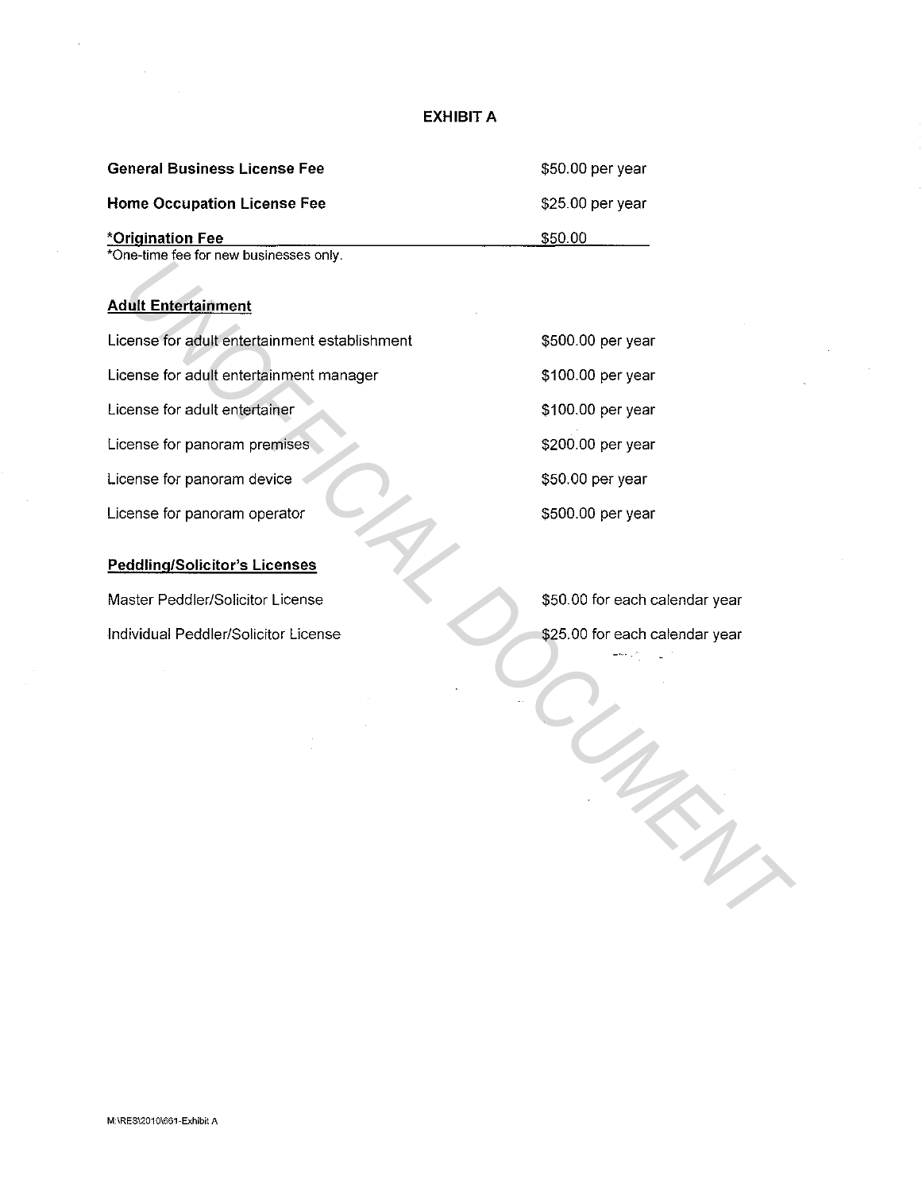# EXHIBIT A

| | |
|---|---|
| **General Business License Fee** | $50.00 per year |
| **Home Occupation License Fee** | $25.00 per year |
| **\*Origination Fee** | $50.00 |

*One-time fee for new businesses only.

**Adult Entertainment**

| | |
|---|---|
| License for adult entertainment establishment | $500.00 per year |
| License for adult entertainment manager | $100.00 per year |
| License for adult entertainer | $100.00 per year |
| License for panoram premises | $200.00 per year |
| License for panoram device | $50.00 per year |
| License for panoram operator | $500.00 per year |

**Peddling/Solicitor's Licenses**

| | |
|---|---|
| Master Peddler/Solicitor License | $50.00 for each calendar year |
| Individual Peddler/Solicitor License | $25.00 for each calendar year |

M:\RES\2010\661-Exhibit A